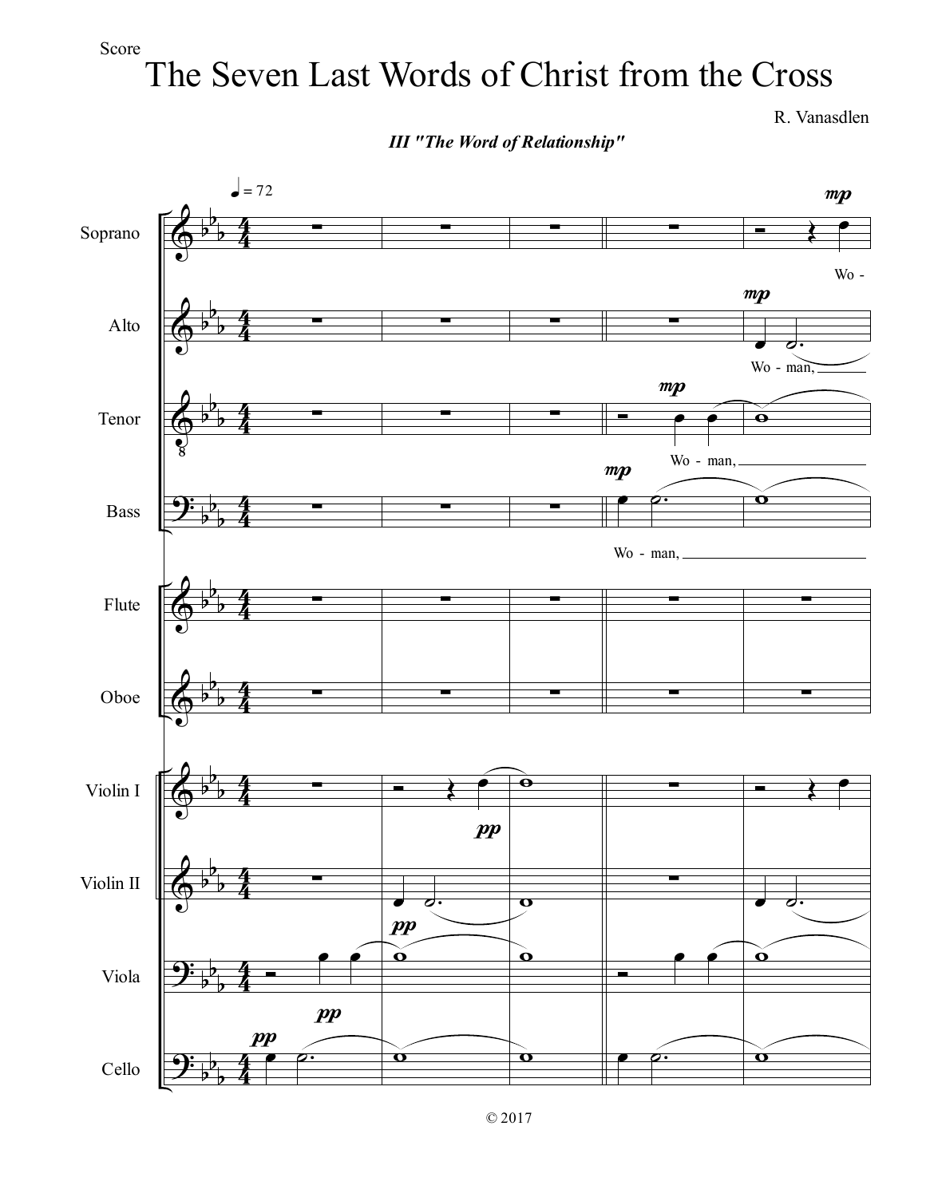Score

# The Seven Last Words of Christ from the Cross

R. Vanasdlen

***III "The Word of Relationship"***

♩ = 72

Soprano: Wo -

Alto: Wo - man,

Tenor: Wo - man,

Bass: Wo - man,

© 2017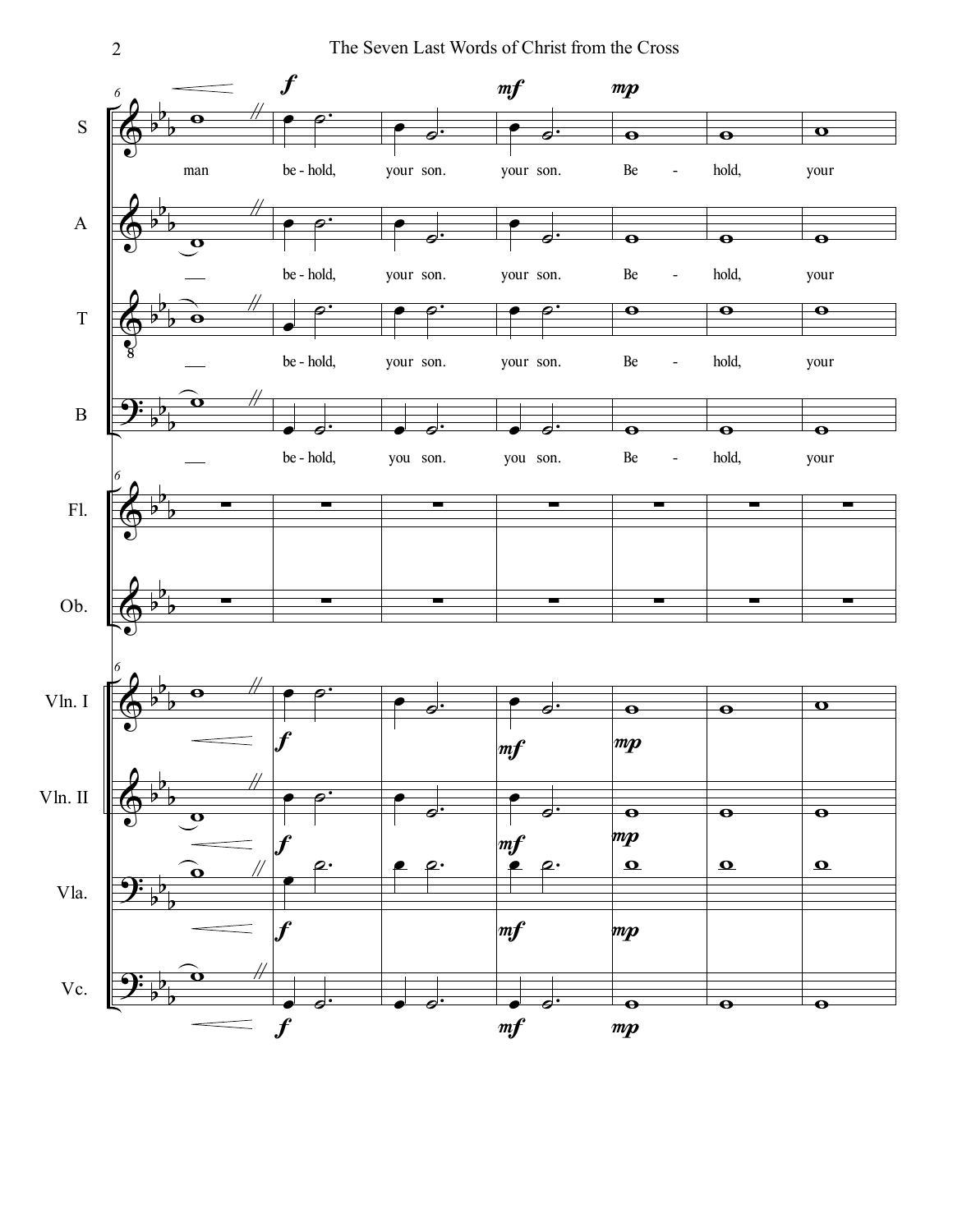S: man be - hold, your son. your son. Be - hold, your

A: be - hold, your son. your son. Be - hold, your

T: be - hold, your son. your son. Be - hold, your

B: be - hold, you son. you son. Be - hold, your

Fl.

Ob.

Vln. I

Vln. II

Vla.

Vc.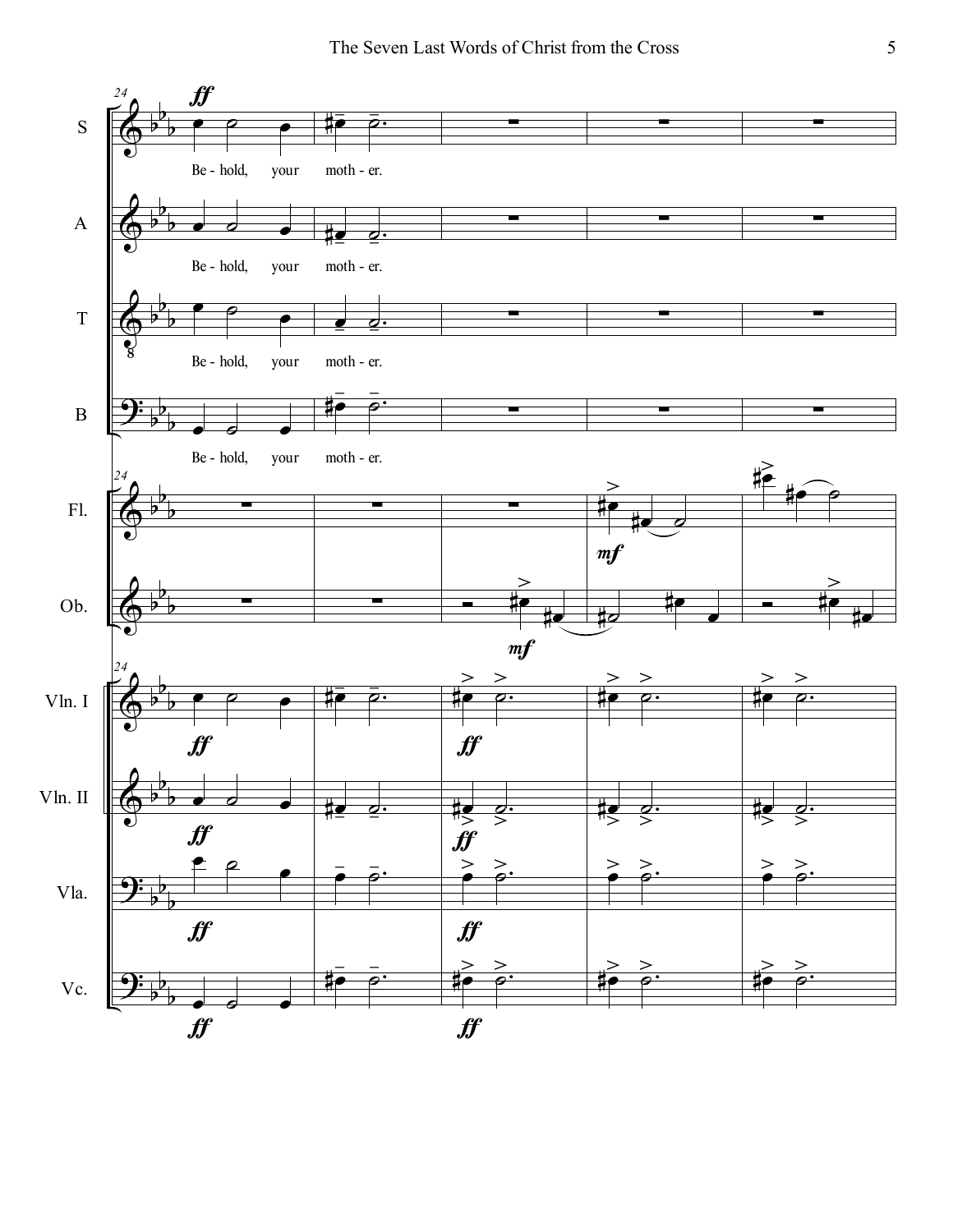S

Be - hold, your moth - er.

A

Be - hold, your moth - er.

T

Be - hold, your moth - er.

B

Be - hold, your moth - er.

Fl.

Ob.

Vln. I

Vln. II

Vla.

Vc.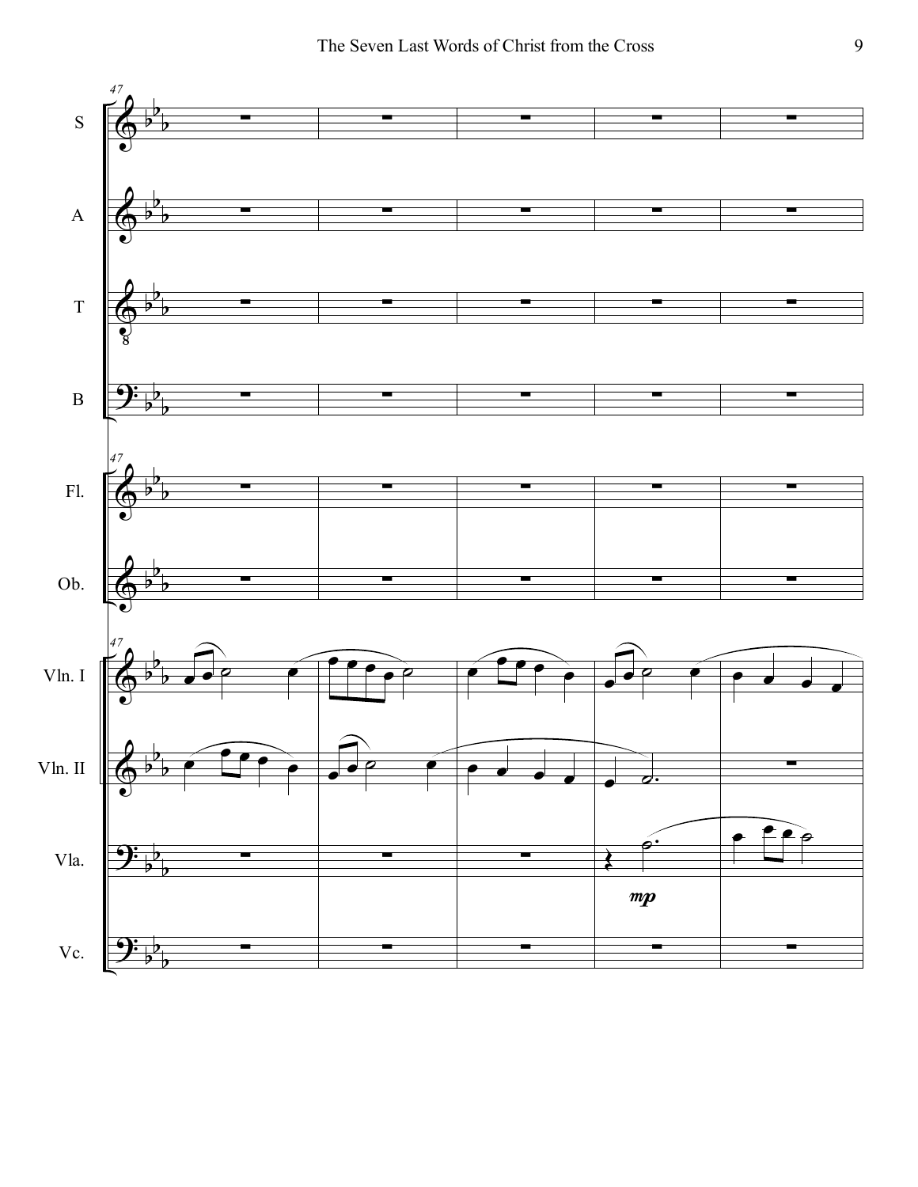S

A

T

B

Fl.

Ob.

Vln. I

Vln. II

Vla.

Vc.

*mp*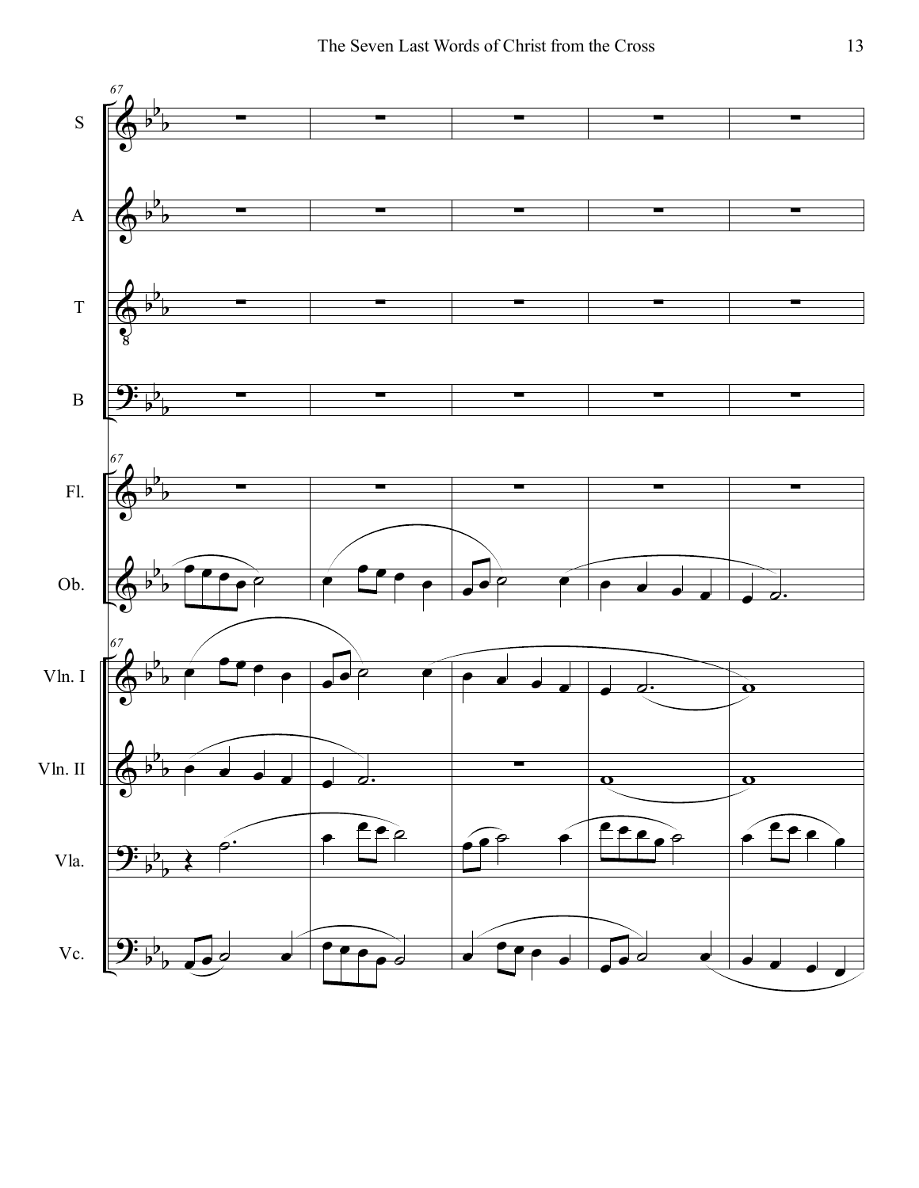S

A

T

B

Fl.

Ob.

Vln. I

Vln. II

Vla.

Vc.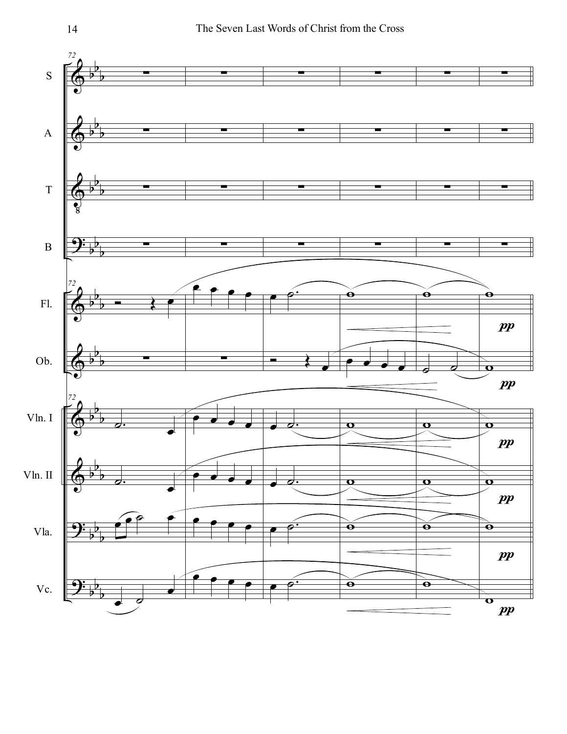S

A

T

B

Fl.

Ob.

Vln. I

Vln. II

Vla.

Vc.

72

*pp*